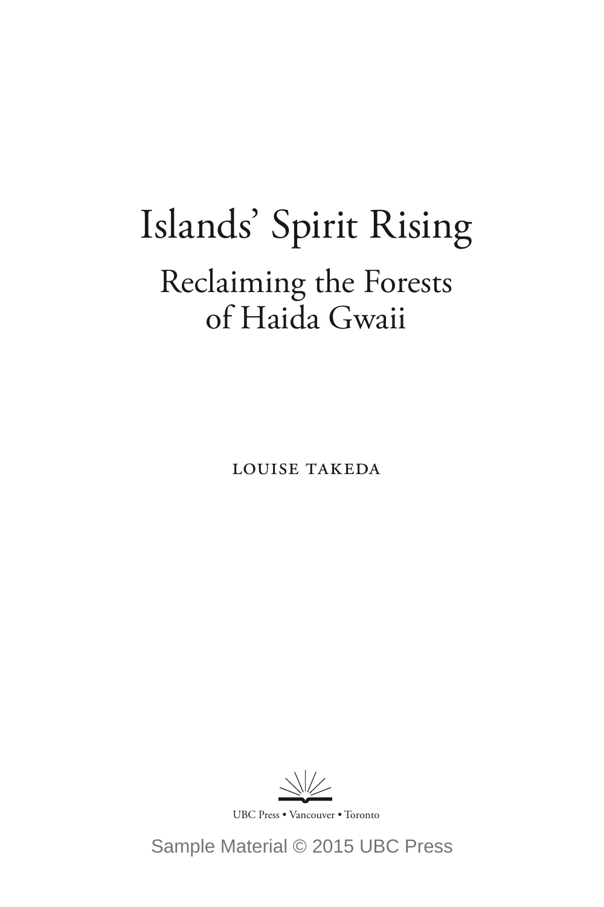# Islands' Spirit Rising

## Reclaiming the Forests of Haida Gwaii

LOUISE TAKEDA

UBC Press • Vancouver • Toronto

Sample Material © 2015 UBC Press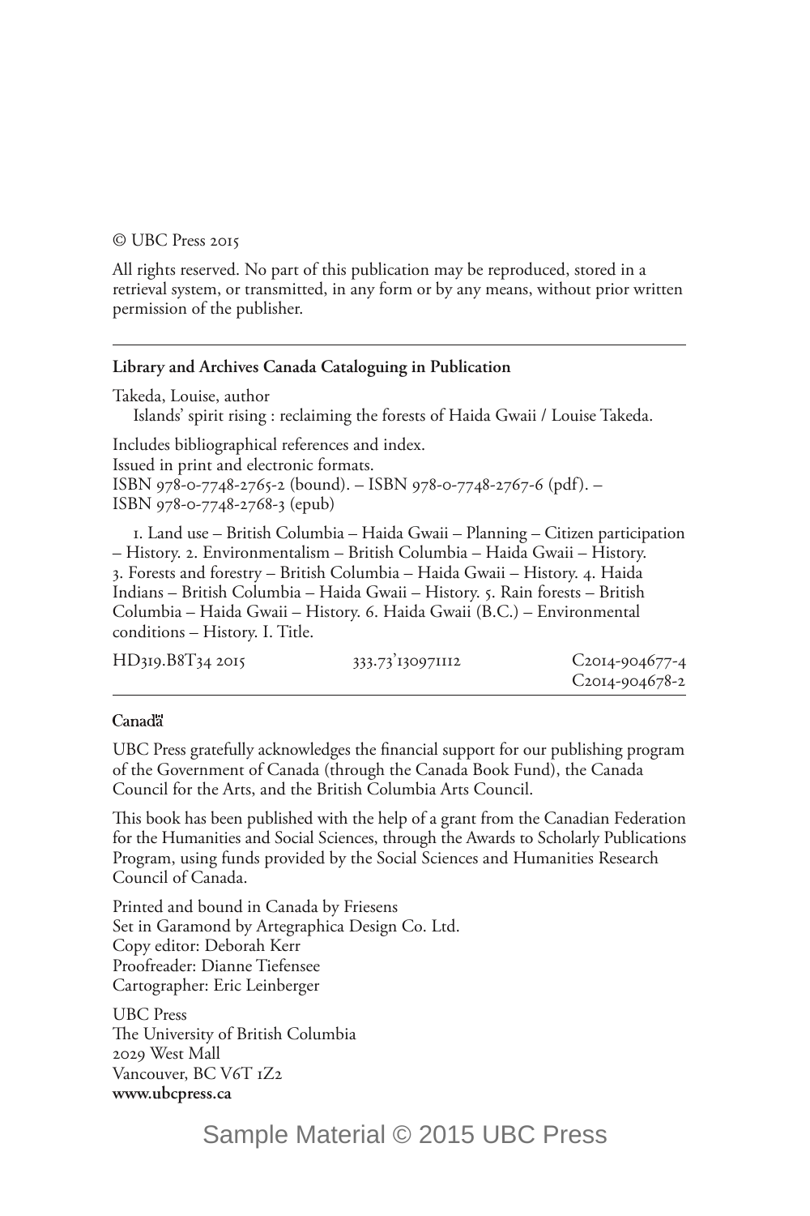© UBC Press 2015

All rights reserved. No part of this publication may be reproduced, stored in a retrieval system, or transmitted, in any form or by any means, without prior written permission of the publisher.

---

**Library and Archives Canada Cataloguing in Publication**

Takeda, Louise, author
Islands' spirit rising : reclaiming the forests of Haida Gwaii / Louise Takeda.

Includes bibliographical references and index.
Issued in print and electronic formats.
ISBN 978-0-7748-2765-2 (bound). – ISBN 978-0-7748-2767-6 (pdf). –
ISBN 978-0-7748-2768-3 (epub)

1. Land use – British Columbia – Haida Gwaii – Planning – Citizen participation – History. 2. Environmentalism – British Columbia – Haida Gwaii – History. 3. Forests and forestry – British Columbia – Haida Gwaii – History. 4. Haida Indians – British Columbia – Haida Gwaii – History. 5. Rain forests – British Columbia – Haida Gwaii – History. 6. Haida Gwaii (B.C.) – Environmental conditions – History. I. Title.

HD319.B8T34 2015 333.73'130971112 C2014-904677-4
C2014-904678-2

---

**Canadä**

UBC Press gratefully acknowledges the financial support for our publishing program of the Government of Canada (through the Canada Book Fund), the Canada Council for the Arts, and the British Columbia Arts Council.

This book has been published with the help of a grant from the Canadian Federation for the Humanities and Social Sciences, through the Awards to Scholarly Publications Program, using funds provided by the Social Sciences and Humanities Research Council of Canada.

Printed and bound in Canada by Friesens
Set in Garamond by Artegraphica Design Co. Ltd.
Copy editor: Deborah Kerr
Proofreader: Dianne Tiefensee
Cartographer: Eric Leinberger

UBC Press
The University of British Columbia
2029 West Mall
Vancouver, BC V6T 1Z2
**www.ubcpress.ca**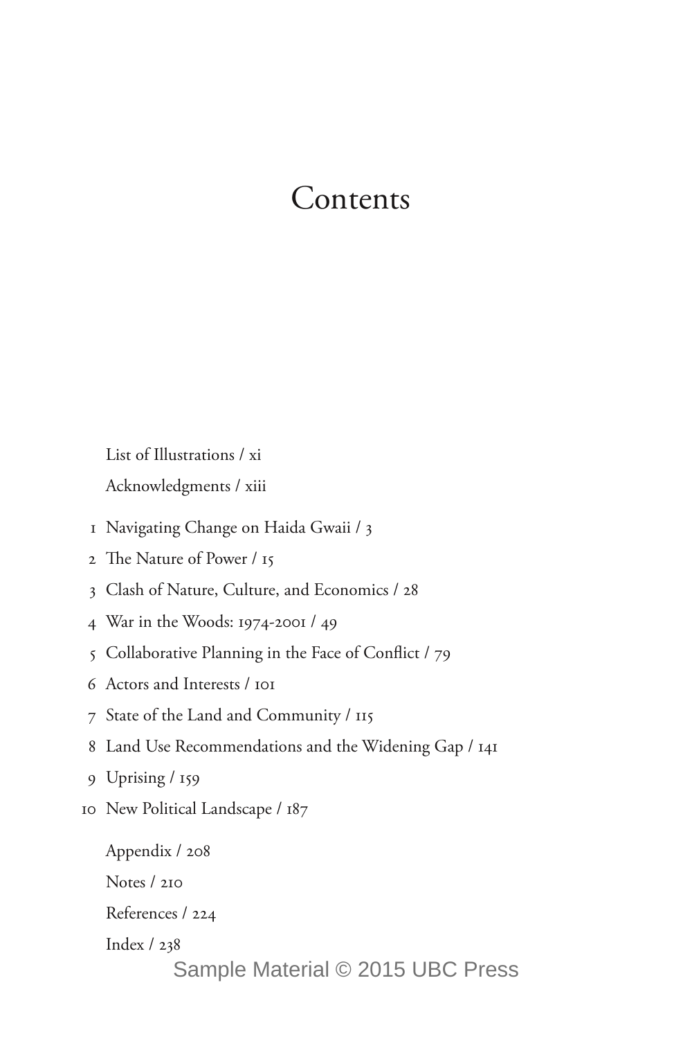# Contents

List of Illustrations / xi

Acknowledgments / xiii

1 Navigating Change on Haida Gwaii / 3

2 The Nature of Power / 15

3 Clash of Nature, Culture, and Economics / 28

4 War in the Woods: 1974-2001 / 49

5 Collaborative Planning in the Face of Conflict / 79

6 Actors and Interests / 101

7 State of the Land and Community / 115

8 Land Use Recommendations and the Widening Gap / 141

9 Uprising / 159

10 New Political Landscape / 187

Appendix / 208

Notes / 210

References / 224

Index / 238

Sample Material © 2015 UBC Press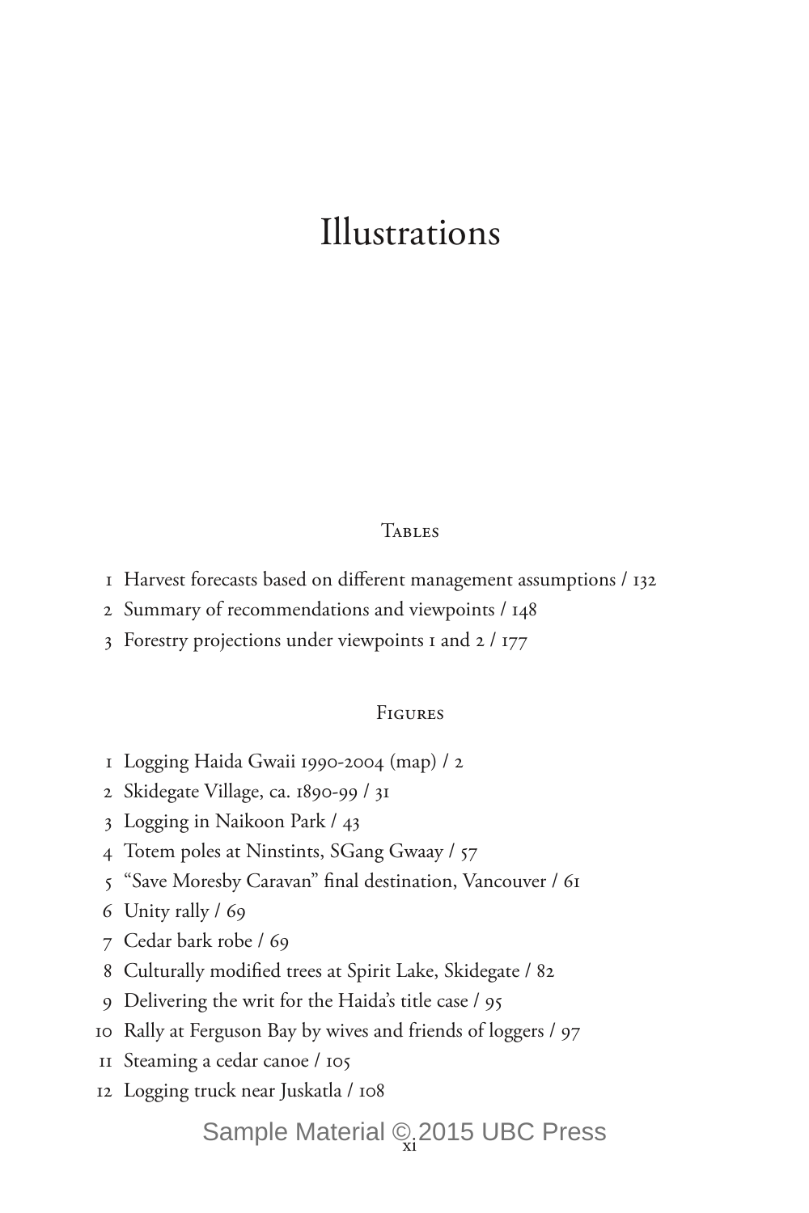# Illustrations

## Tables

1 Harvest forecasts based on different management assumptions / 132
2 Summary of recommendations and viewpoints / 148
3 Forestry projections under viewpoints 1 and 2 / 177

## Figures

1 Logging Haida Gwaii 1990-2004 (map) / 2
2 Skidegate Village, ca. 1890-99 / 31
3 Logging in Naikoon Park / 43
4 Totem poles at Ninstints, SGang Gwaay / 57
5 "Save Moresby Caravan" final destination, Vancouver / 61
6 Unity rally / 69
7 Cedar bark robe / 69
8 Culturally modified trees at Spirit Lake, Skidegate / 82
9 Delivering the writ for the Haida's title case / 95
10 Rally at Ferguson Bay by wives and friends of loggers / 97
11 Steaming a cedar canoe / 105
12 Logging truck near Juskatla / 108

Sample Material © 2015 UBC Press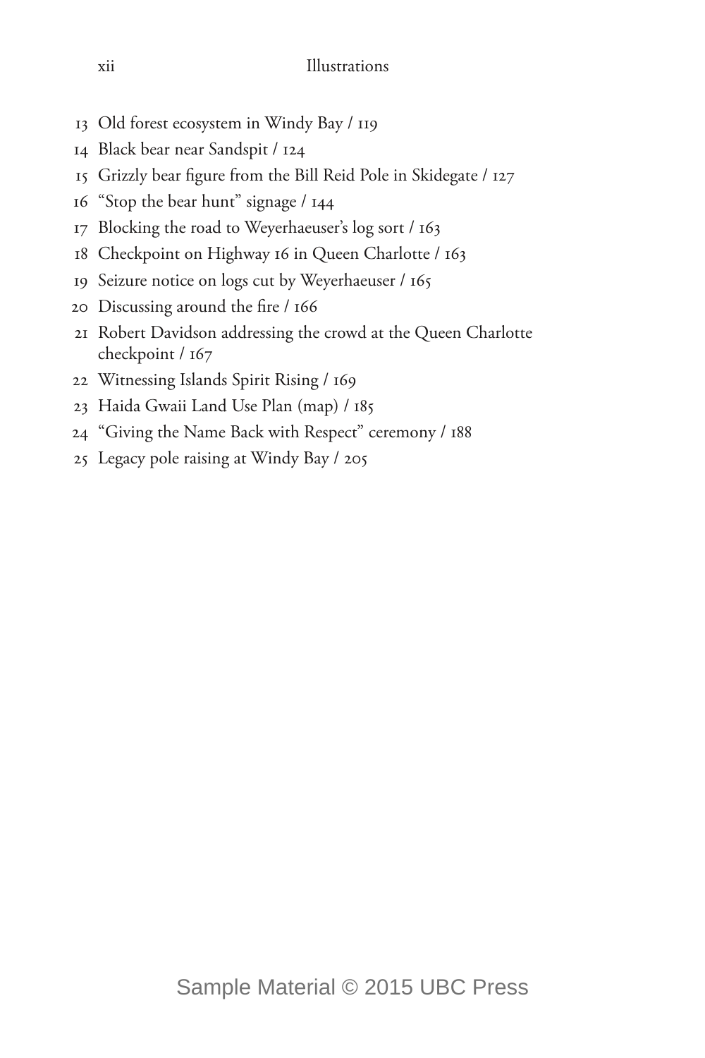13 Old forest ecosystem in Windy Bay / 119
14 Black bear near Sandspit / 124
15 Grizzly bear figure from the Bill Reid Pole in Skidegate / 127
16 "Stop the bear hunt" signage / 144
17 Blocking the road to Weyerhaeuser's log sort / 163
18 Checkpoint on Highway 16 in Queen Charlotte / 163
19 Seizure notice on logs cut by Weyerhaeuser / 165
20 Discussing around the fire / 166
21 Robert Davidson addressing the crowd at the Queen Charlotte checkpoint / 167
22 Witnessing Islands Spirit Rising / 169
23 Haida Gwaii Land Use Plan (map) / 185
24 "Giving the Name Back with Respect" ceremony / 188
25 Legacy pole raising at Windy Bay / 205

Sample Material © 2015 UBC Press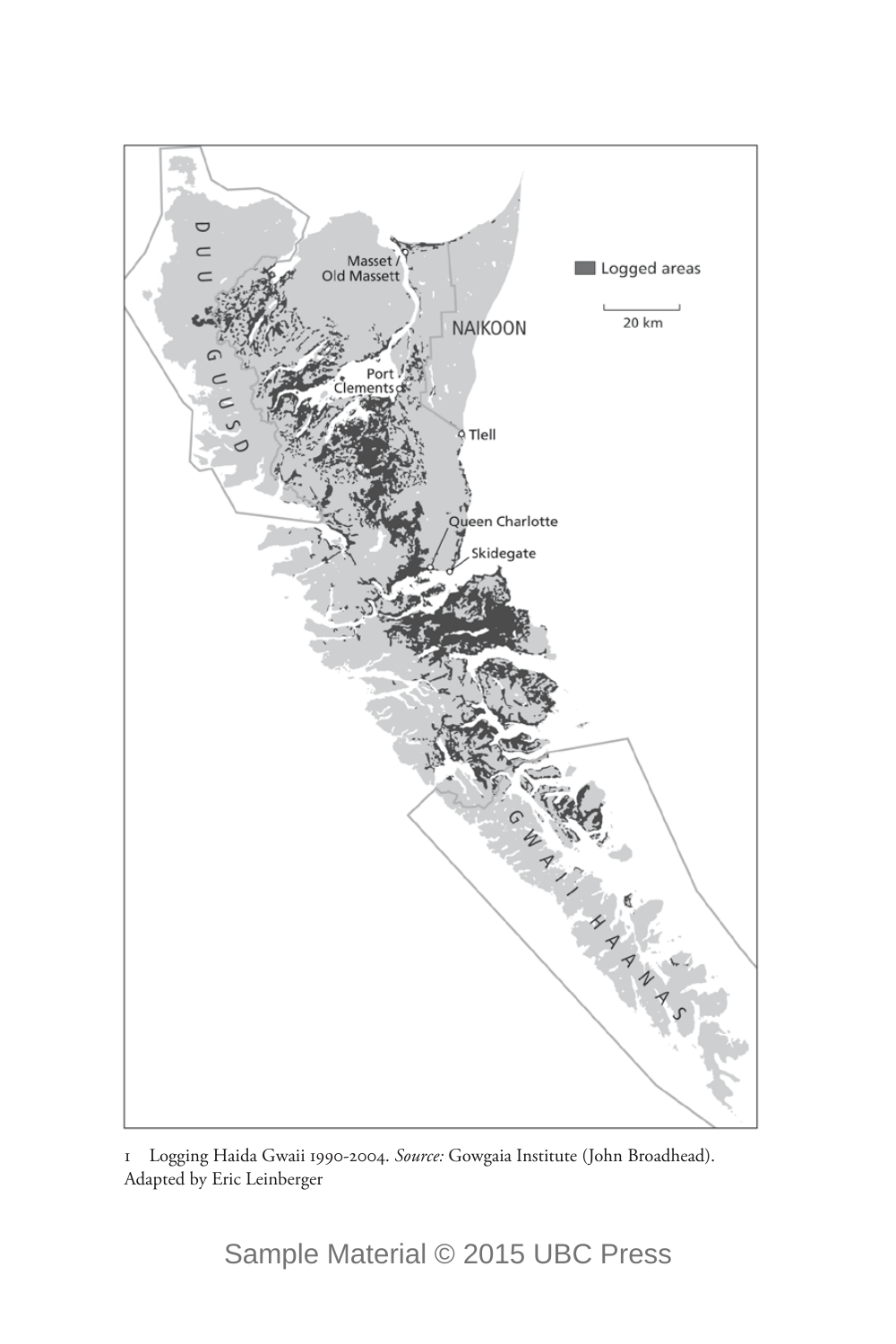1 Logging Haida Gwaii 1990-2004. *Source:* Gowgaia Institute (John Broadhead). Adapted by Eric Leinberger

Sample Material © 2015 UBC Press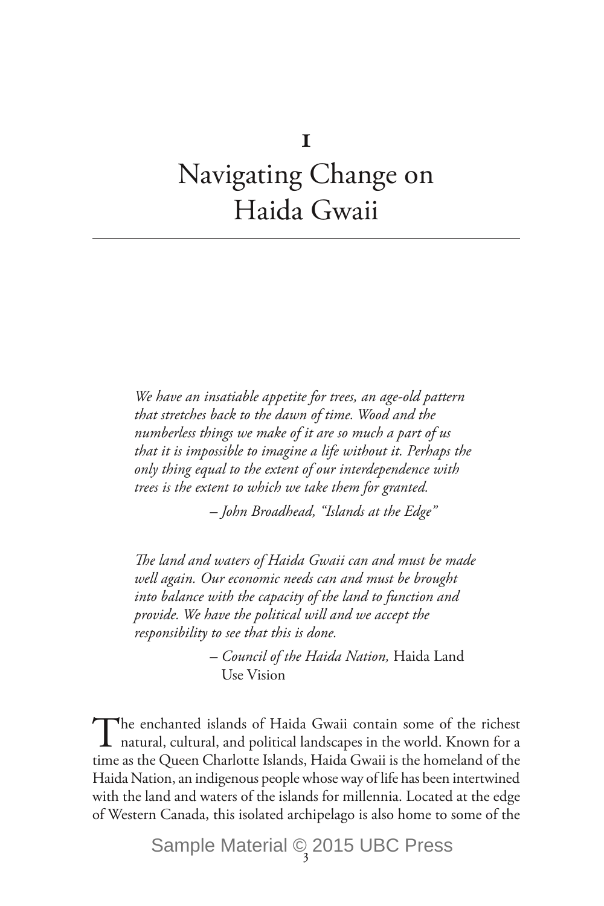# 1
# Navigating Change on Haida Gwaii

> *We have an insatiable appetite for trees, an age-old pattern that stretches back to the dawn of time. Wood and the numberless things we make of it are so much a part of us that it is impossible to imagine a life without it. Perhaps the only thing equal to the extent of our interdependence with trees is the extent to which we take them for granted.*
>
> – *John Broadhead, "Islands at the Edge"*

> *The land and waters of Haida Gwaii can and must be made well again. Our economic needs can and must be brought into balance with the capacity of the land to function and provide. We have the political will and we accept the responsibility to see that this is done.*
>
> – *Council of the Haida Nation,* Haida Land Use Vision

The enchanted islands of Haida Gwaii contain some of the richest natural, cultural, and political landscapes in the world. Known for a time as the Queen Charlotte Islands, Haida Gwaii is the homeland of the Haida Nation, an indigenous people whose way of life has been intertwined with the land and waters of the islands for millennia. Located at the edge of Western Canada, this isolated archipelago is also home to some of the

Sample Material © 2015 UBC Press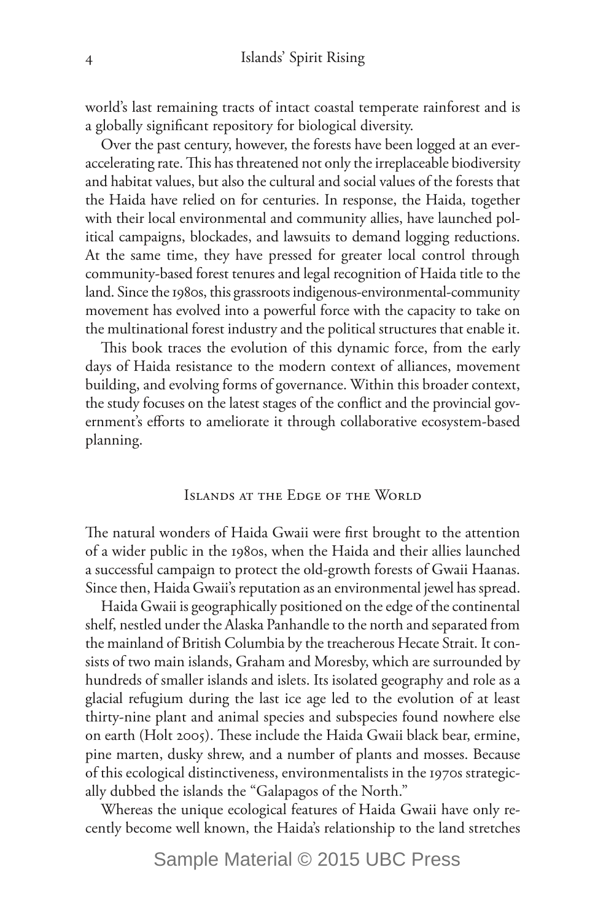world's last remaining tracts of intact coastal temperate rainforest and is a globally significant repository for biological diversity.

Over the past century, however, the forests have been logged at an ever-accelerating rate. This has threatened not only the irreplaceable biodiversity and habitat values, but also the cultural and social values of the forests that the Haida have relied on for centuries. In response, the Haida, together with their local environmental and community allies, have launched political campaigns, blockades, and lawsuits to demand logging reductions. At the same time, they have pressed for greater local control through community-based forest tenures and legal recognition of Haida title to the land. Since the 1980s, this grassroots indigenous-environmental-community movement has evolved into a powerful force with the capacity to take on the multinational forest industry and the political structures that enable it.

This book traces the evolution of this dynamic force, from the early days of Haida resistance to the modern context of alliances, movement building, and evolving forms of governance. Within this broader context, the study focuses on the latest stages of the conflict and the provincial government's efforts to ameliorate it through collaborative ecosystem-based planning.

## Islands at the Edge of the World

The natural wonders of Haida Gwaii were first brought to the attention of a wider public in the 1980s, when the Haida and their allies launched a successful campaign to protect the old-growth forests of Gwaii Haanas. Since then, Haida Gwaii's reputation as an environmental jewel has spread.

Haida Gwaii is geographically positioned on the edge of the continental shelf, nestled under the Alaska Panhandle to the north and separated from the mainland of British Columbia by the treacherous Hecate Strait. It consists of two main islands, Graham and Moresby, which are surrounded by hundreds of smaller islands and islets. Its isolated geography and role as a glacial refugium during the last ice age led to the evolution of at least thirty-nine plant and animal species and subspecies found nowhere else on earth (Holt 2005). These include the Haida Gwaii black bear, ermine, pine marten, dusky shrew, and a number of plants and mosses. Because of this ecological distinctiveness, environmentalists in the 1970s strategically dubbed the islands the "Galapagos of the North."

Whereas the unique ecological features of Haida Gwaii have only recently become well known, the Haida's relationship to the land stretches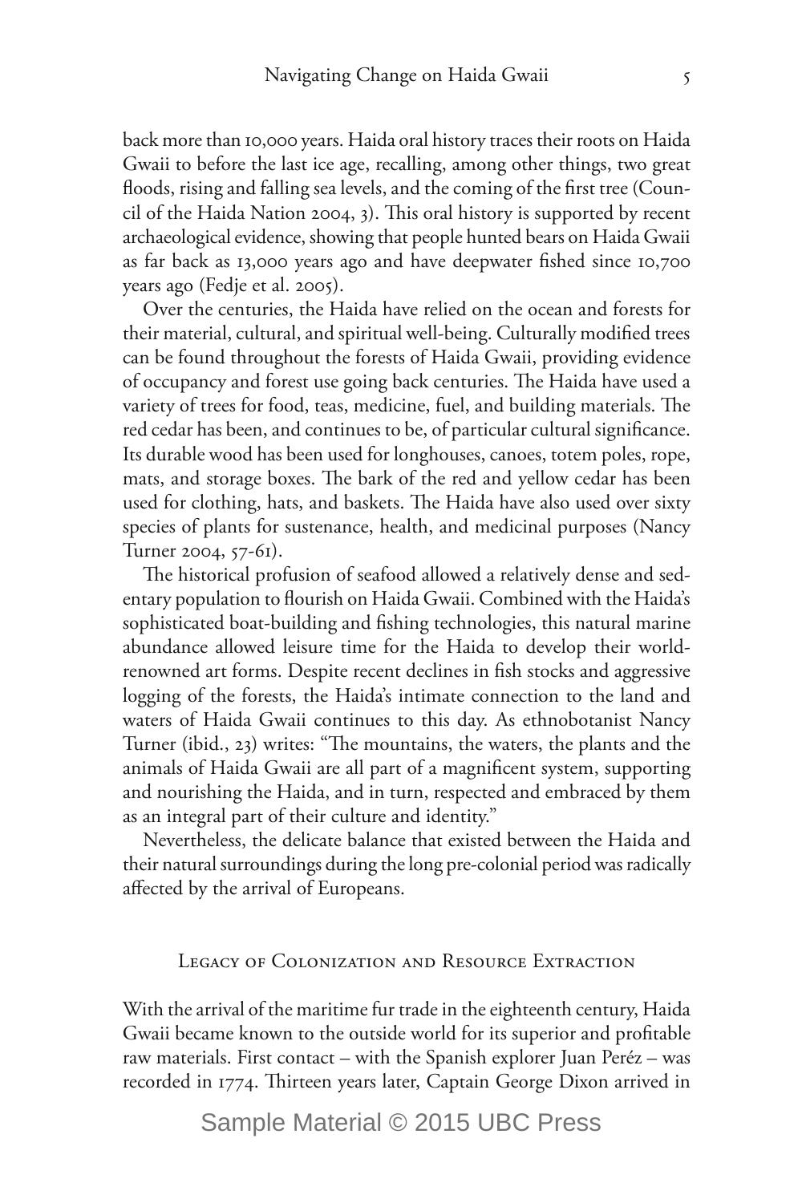back more than 10,000 years. Haida oral history traces their roots on Haida Gwaii to before the last ice age, recalling, among other things, two great floods, rising and falling sea levels, and the coming of the first tree (Council of the Haida Nation 2004, 3). This oral history is supported by recent archaeological evidence, showing that people hunted bears on Haida Gwaii as far back as 13,000 years ago and have deepwater fished since 10,700 years ago (Fedje et al. 2005).

Over the centuries, the Haida have relied on the ocean and forests for their material, cultural, and spiritual well-being. Culturally modified trees can be found throughout the forests of Haida Gwaii, providing evidence of occupancy and forest use going back centuries. The Haida have used a variety of trees for food, teas, medicine, fuel, and building materials. The red cedar has been, and continues to be, of particular cultural significance. Its durable wood has been used for longhouses, canoes, totem poles, rope, mats, and storage boxes. The bark of the red and yellow cedar has been used for clothing, hats, and baskets. The Haida have also used over sixty species of plants for sustenance, health, and medicinal purposes (Nancy Turner 2004, 57-61).

The historical profusion of seafood allowed a relatively dense and sedentary population to flourish on Haida Gwaii. Combined with the Haida's sophisticated boat-building and fishing technologies, this natural marine abundance allowed leisure time for the Haida to develop their world-renowned art forms. Despite recent declines in fish stocks and aggressive logging of the forests, the Haida's intimate connection to the land and waters of Haida Gwaii continues to this day. As ethnobotanist Nancy Turner (ibid., 23) writes: "The mountains, the waters, the plants and the animals of Haida Gwaii are all part of a magnificent system, supporting and nourishing the Haida, and in turn, respected and embraced by them as an integral part of their culture and identity."

Nevertheless, the delicate balance that existed between the Haida and their natural surroundings during the long pre-colonial period was radically affected by the arrival of Europeans.

## Legacy of Colonization and Resource Extraction

With the arrival of the maritime fur trade in the eighteenth century, Haida Gwaii became known to the outside world for its superior and profitable raw materials. First contact – with the Spanish explorer Juan Peréz – was recorded in 1774. Thirteen years later, Captain George Dixon arrived in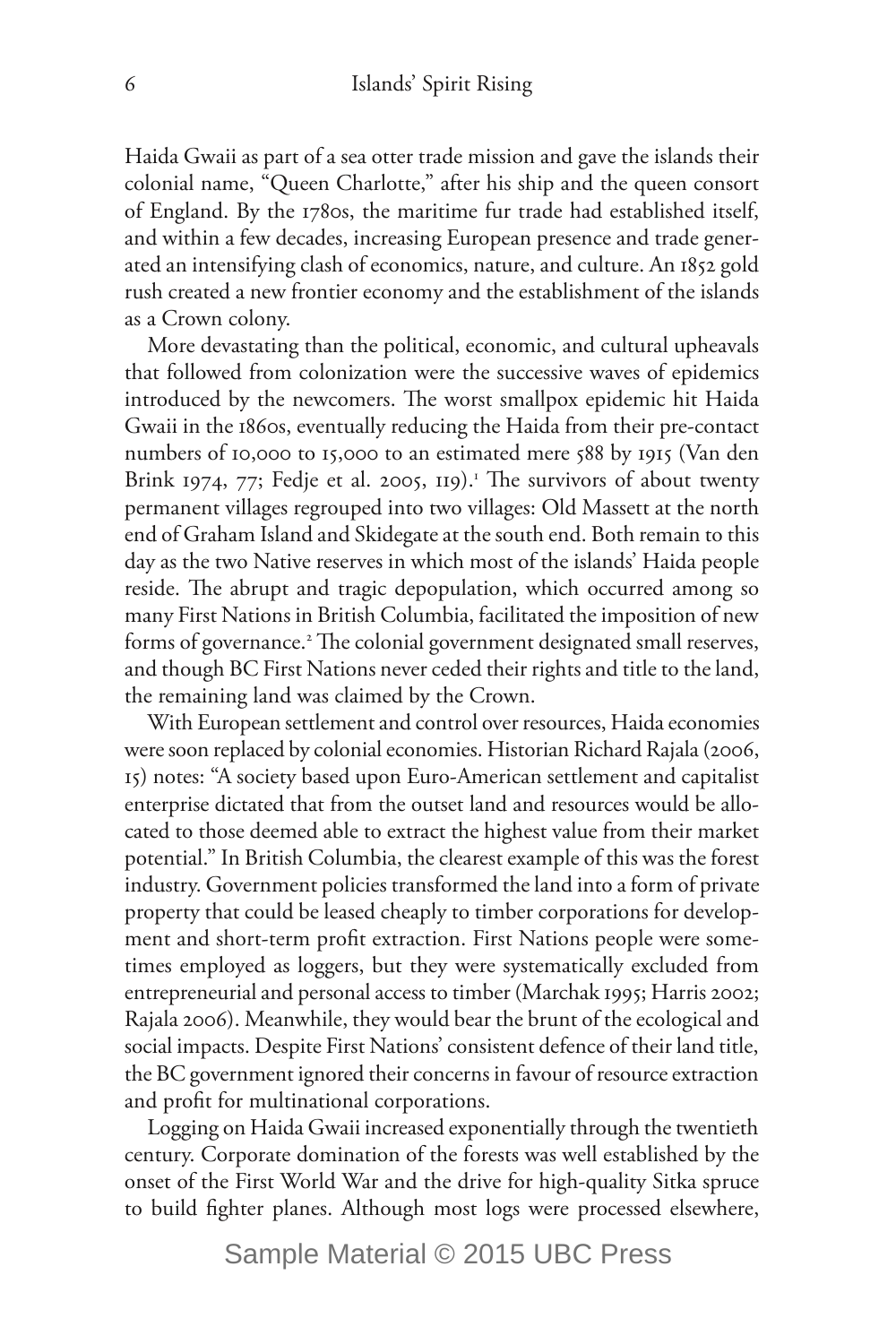Haida Gwaii as part of a sea otter trade mission and gave the islands their colonial name, "Queen Charlotte," after his ship and the queen consort of England. By the 1780s, the maritime fur trade had established itself, and within a few decades, increasing European presence and trade generated an intensifying clash of economics, nature, and culture. An 1852 gold rush created a new frontier economy and the establishment of the islands as a Crown colony.

More devastating than the political, economic, and cultural upheavals that followed from colonization were the successive waves of epidemics introduced by the newcomers. The worst smallpox epidemic hit Haida Gwaii in the 1860s, eventually reducing the Haida from their pre-contact numbers of 10,000 to 15,000 to an estimated mere 588 by 1915 (Van den Brink 1974, 77; Fedje et al. 2005, 119).[1] The survivors of about twenty permanent villages regrouped into two villages: Old Massett at the north end of Graham Island and Skidegate at the south end. Both remain to this day as the two Native reserves in which most of the islands' Haida people reside. The abrupt and tragic depopulation, which occurred among so many First Nations in British Columbia, facilitated the imposition of new forms of governance.[2] The colonial government designated small reserves, and though BC First Nations never ceded their rights and title to the land, the remaining land was claimed by the Crown.

With European settlement and control over resources, Haida economies were soon replaced by colonial economies. Historian Richard Rajala (2006, 15) notes: "A society based upon Euro-American settlement and capitalist enterprise dictated that from the outset land and resources would be allocated to those deemed able to extract the highest value from their market potential." In British Columbia, the clearest example of this was the forest industry. Government policies transformed the land into a form of private property that could be leased cheaply to timber corporations for development and short-term profit extraction. First Nations people were sometimes employed as loggers, but they were systematically excluded from entrepreneurial and personal access to timber (Marchak 1995; Harris 2002; Rajala 2006). Meanwhile, they would bear the brunt of the ecological and social impacts. Despite First Nations' consistent defence of their land title, the BC government ignored their concerns in favour of resource extraction and profit for multinational corporations.

Logging on Haida Gwaii increased exponentially through the twentieth century. Corporate domination of the forests was well established by the onset of the First World War and the drive for high-quality Sitka spruce to build fighter planes. Although most logs were processed elsewhere,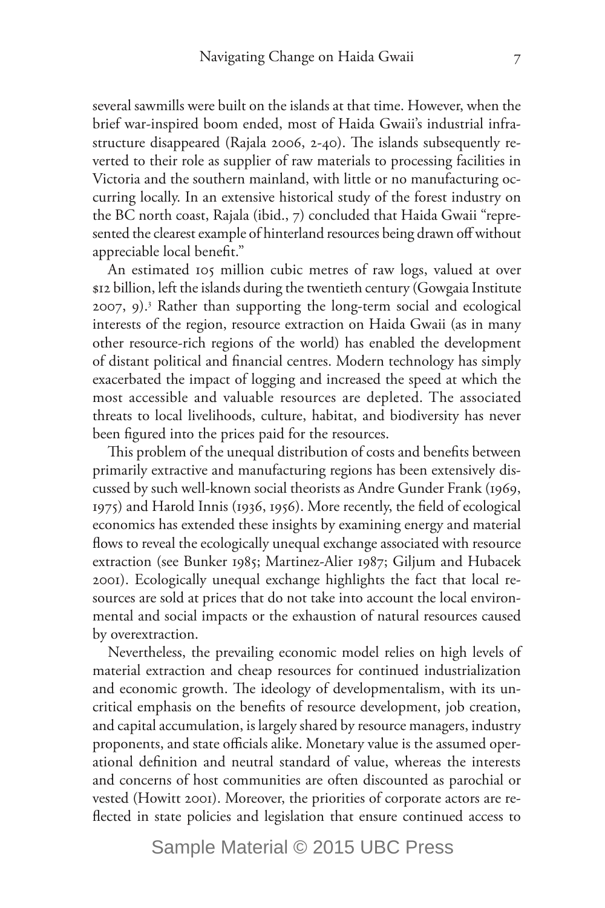several sawmills were built on the islands at that time. However, when the brief war-inspired boom ended, most of Haida Gwaii's industrial infrastructure disappeared (Rajala 2006, 2-40). The islands subsequently reverted to their role as supplier of raw materials to processing facilities in Victoria and the southern mainland, with little or no manufacturing occurring locally. In an extensive historical study of the forest industry on the BC north coast, Rajala (ibid., 7) concluded that Haida Gwaii "represented the clearest example of hinterland resources being drawn off without appreciable local benefit."

An estimated 105 million cubic metres of raw logs, valued at over $12 billion, left the islands during the twentieth century (Gowgaia Institute 2007, 9).[3] Rather than supporting the long-term social and ecological interests of the region, resource extraction on Haida Gwaii (as in many other resource-rich regions of the world) has enabled the development of distant political and financial centres. Modern technology has simply exacerbated the impact of logging and increased the speed at which the most accessible and valuable resources are depleted. The associated threats to local livelihoods, culture, habitat, and biodiversity has never been figured into the prices paid for the resources.

This problem of the unequal distribution of costs and benefits between primarily extractive and manufacturing regions has been extensively discussed by such well-known social theorists as Andre Gunder Frank (1969, 1975) and Harold Innis (1936, 1956). More recently, the field of ecological economics has extended these insights by examining energy and material flows to reveal the ecologically unequal exchange associated with resource extraction (see Bunker 1985; Martinez-Alier 1987; Giljum and Hubacek 2001). Ecologically unequal exchange highlights the fact that local resources are sold at prices that do not take into account the local environmental and social impacts or the exhaustion of natural resources caused by overextraction.

Nevertheless, the prevailing economic model relies on high levels of material extraction and cheap resources for continued industrialization and economic growth. The ideology of developmentalism, with its uncritical emphasis on the benefits of resource development, job creation, and capital accumulation, is largely shared by resource managers, industry proponents, and state officials alike. Monetary value is the assumed operational definition and neutral standard of value, whereas the interests and concerns of host communities are often discounted as parochial or vested (Howitt 2001). Moreover, the priorities of corporate actors are reflected in state policies and legislation that ensure continued access to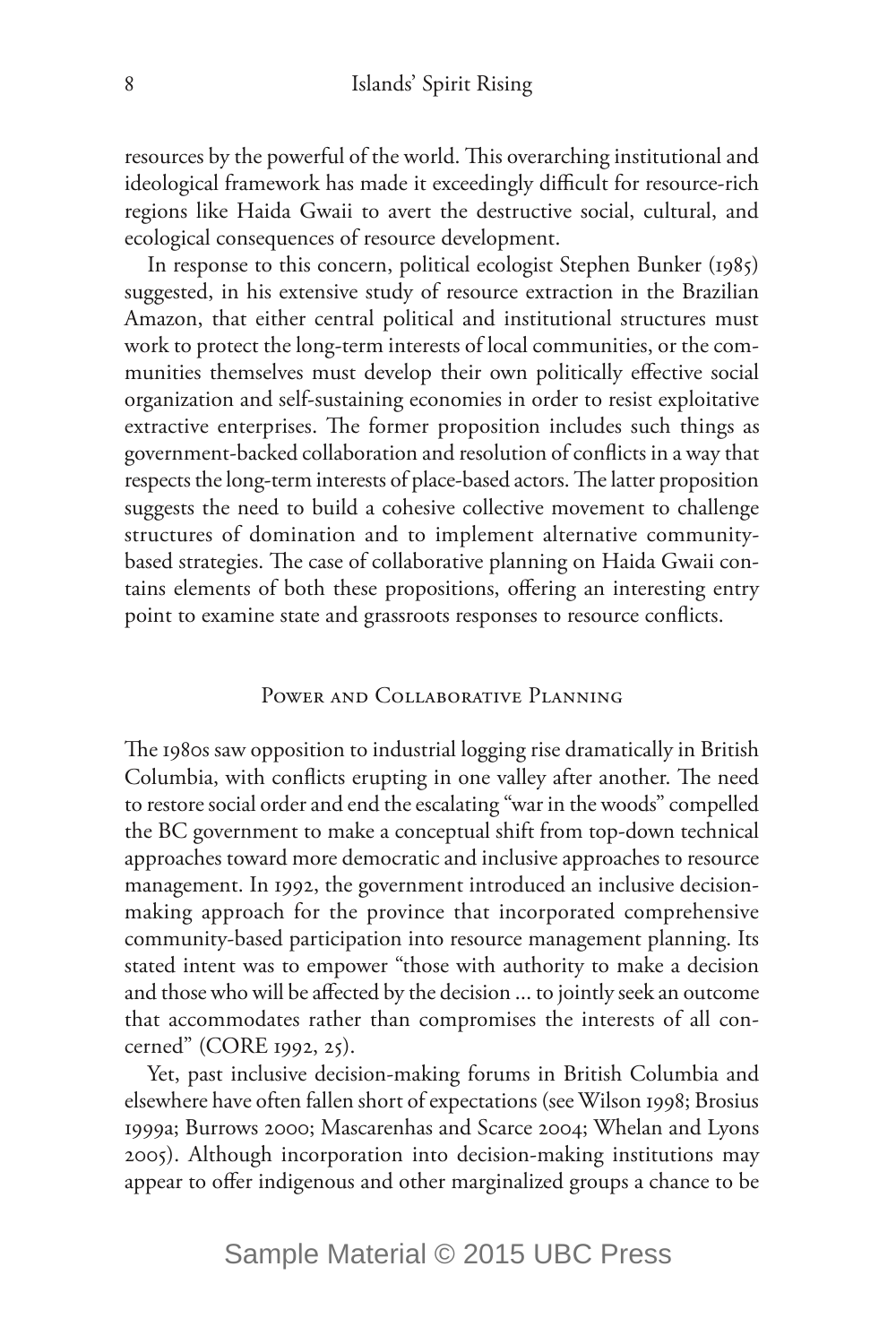resources by the powerful of the world. This overarching institutional and ideological framework has made it exceedingly difficult for resource-rich regions like Haida Gwaii to avert the destructive social, cultural, and ecological consequences of resource development.

In response to this concern, political ecologist Stephen Bunker (1985) suggested, in his extensive study of resource extraction in the Brazilian Amazon, that either central political and institutional structures must work to protect the long-term interests of local communities, or the communities themselves must develop their own politically effective social organization and self-sustaining economies in order to resist exploitative extractive enterprises. The former proposition includes such things as government-backed collaboration and resolution of conflicts in a way that respects the long-term interests of place-based actors. The latter proposition suggests the need to build a cohesive collective movement to challenge structures of domination and to implement alternative community-based strategies. The case of collaborative planning on Haida Gwaii contains elements of both these propositions, offering an interesting entry point to examine state and grassroots responses to resource conflicts.

## Power and Collaborative Planning

The 1980s saw opposition to industrial logging rise dramatically in British Columbia, with conflicts erupting in one valley after another. The need to restore social order and end the escalating "war in the woods" compelled the BC government to make a conceptual shift from top-down technical approaches toward more democratic and inclusive approaches to resource management. In 1992, the government introduced an inclusive decision-making approach for the province that incorporated comprehensive community-based participation into resource management planning. Its stated intent was to empower "those with authority to make a decision and those who will be affected by the decision ... to jointly seek an outcome that accommodates rather than compromises the interests of all concerned" (CORE 1992, 25).

Yet, past inclusive decision-making forums in British Columbia and elsewhere have often fallen short of expectations (see Wilson 1998; Brosius 1999a; Burrows 2000; Mascarenhas and Scarce 2004; Whelan and Lyons 2005). Although incorporation into decision-making institutions may appear to offer indigenous and other marginalized groups a chance to be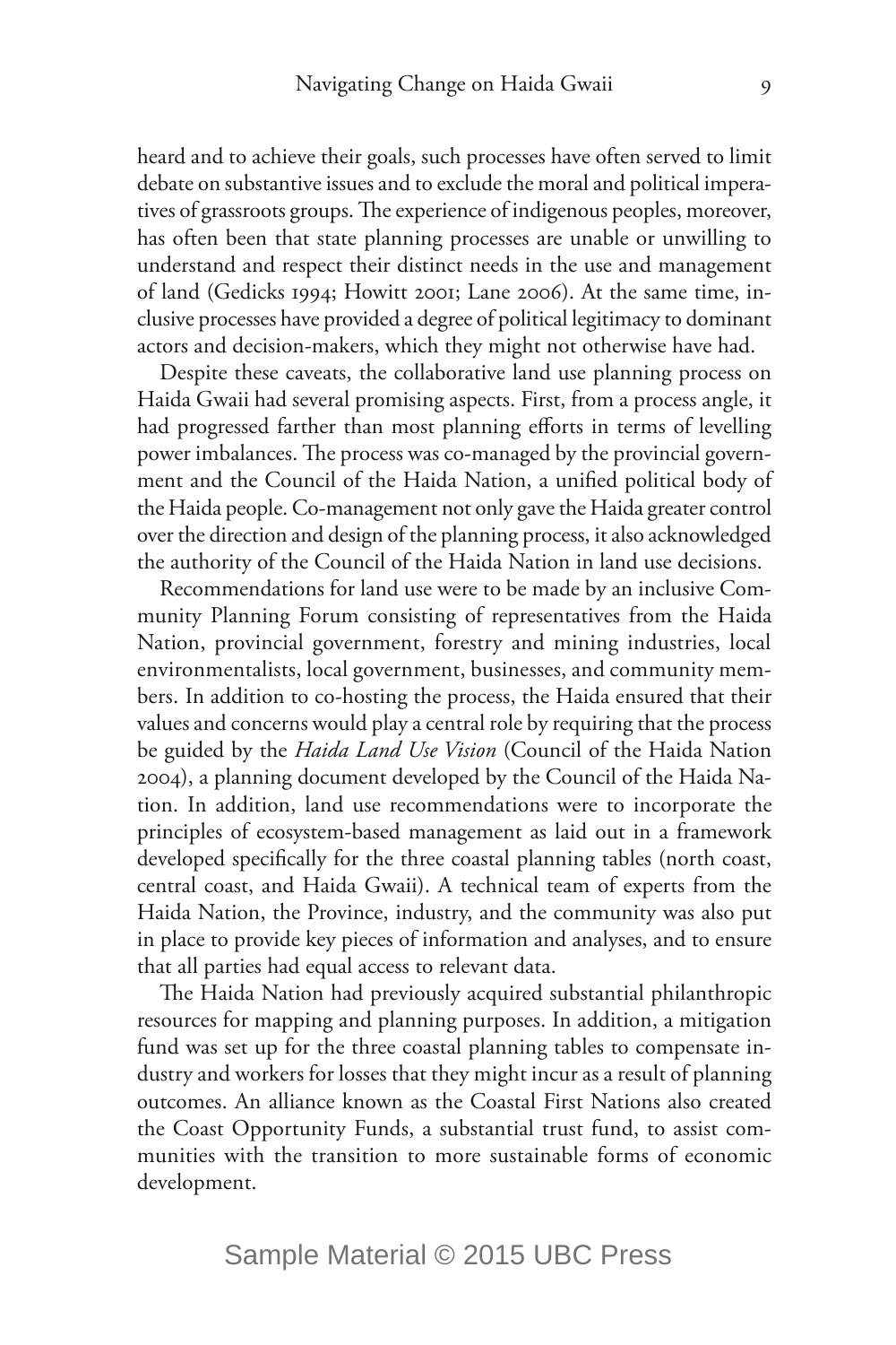heard and to achieve their goals, such processes have often served to limit debate on substantive issues and to exclude the moral and political imperatives of grassroots groups. The experience of indigenous peoples, moreover, has often been that state planning processes are unable or unwilling to understand and respect their distinct needs in the use and management of land (Gedicks 1994; Howitt 2001; Lane 2006). At the same time, inclusive processes have provided a degree of political legitimacy to dominant actors and decision-makers, which they might not otherwise have had.

Despite these caveats, the collaborative land use planning process on Haida Gwaii had several promising aspects. First, from a process angle, it had progressed farther than most planning efforts in terms of levelling power imbalances. The process was co-managed by the provincial government and the Council of the Haida Nation, a unified political body of the Haida people. Co-management not only gave the Haida greater control over the direction and design of the planning process, it also acknowledged the authority of the Council of the Haida Nation in land use decisions.

Recommendations for land use were to be made by an inclusive Community Planning Forum consisting of representatives from the Haida Nation, provincial government, forestry and mining industries, local environmentalists, local government, businesses, and community members. In addition to co-hosting the process, the Haida ensured that their values and concerns would play a central role by requiring that the process be guided by the *Haida Land Use Vision* (Council of the Haida Nation 2004), a planning document developed by the Council of the Haida Nation. In addition, land use recommendations were to incorporate the principles of ecosystem-based management as laid out in a framework developed specifically for the three coastal planning tables (north coast, central coast, and Haida Gwaii). A technical team of experts from the Haida Nation, the Province, industry, and the community was also put in place to provide key pieces of information and analyses, and to ensure that all parties had equal access to relevant data.

The Haida Nation had previously acquired substantial philanthropic resources for mapping and planning purposes. In addition, a mitigation fund was set up for the three coastal planning tables to compensate industry and workers for losses that they might incur as a result of planning outcomes. An alliance known as the Coastal First Nations also created the Coast Opportunity Funds, a substantial trust fund, to assist communities with the transition to more sustainable forms of economic development.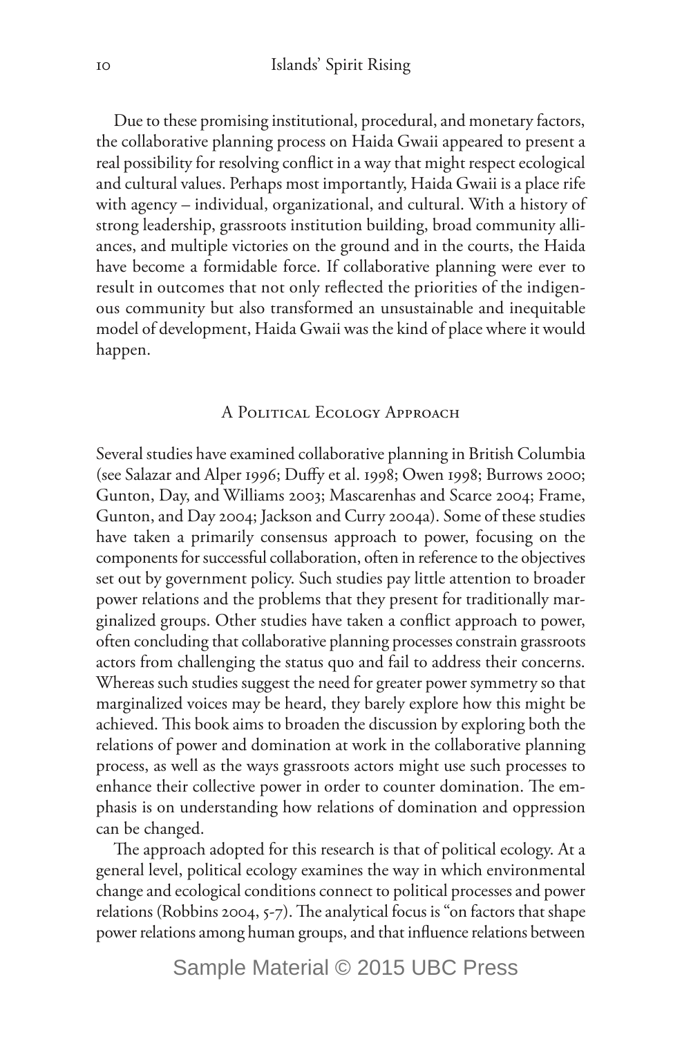Due to these promising institutional, procedural, and monetary factors, the collaborative planning process on Haida Gwaii appeared to present a real possibility for resolving conflict in a way that might respect ecological and cultural values. Perhaps most importantly, Haida Gwaii is a place rife with agency – individual, organizational, and cultural. With a history of strong leadership, grassroots institution building, broad community alliances, and multiple victories on the ground and in the courts, the Haida have become a formidable force. If collaborative planning were ever to result in outcomes that not only reflected the priorities of the indigenous community but also transformed an unsustainable and inequitable model of development, Haida Gwaii was the kind of place where it would happen.

## A Political Ecology Approach

Several studies have examined collaborative planning in British Columbia (see Salazar and Alper 1996; Duffy et al. 1998; Owen 1998; Burrows 2000; Gunton, Day, and Williams 2003; Mascarenhas and Scarce 2004; Frame, Gunton, and Day 2004; Jackson and Curry 2004a). Some of these studies have taken a primarily consensus approach to power, focusing on the components for successful collaboration, often in reference to the objectives set out by government policy. Such studies pay little attention to broader power relations and the problems that they present for traditionally marginalized groups. Other studies have taken a conflict approach to power, often concluding that collaborative planning processes constrain grassroots actors from challenging the status quo and fail to address their concerns. Whereas such studies suggest the need for greater power symmetry so that marginalized voices may be heard, they barely explore how this might be achieved. This book aims to broaden the discussion by exploring both the relations of power and domination at work in the collaborative planning process, as well as the ways grassroots actors might use such processes to enhance their collective power in order to counter domination. The emphasis is on understanding how relations of domination and oppression can be changed.

The approach adopted for this research is that of political ecology. At a general level, political ecology examines the way in which environmental change and ecological conditions connect to political processes and power relations (Robbins 2004, 5-7). The analytical focus is "on factors that shape power relations among human groups, and that influence relations between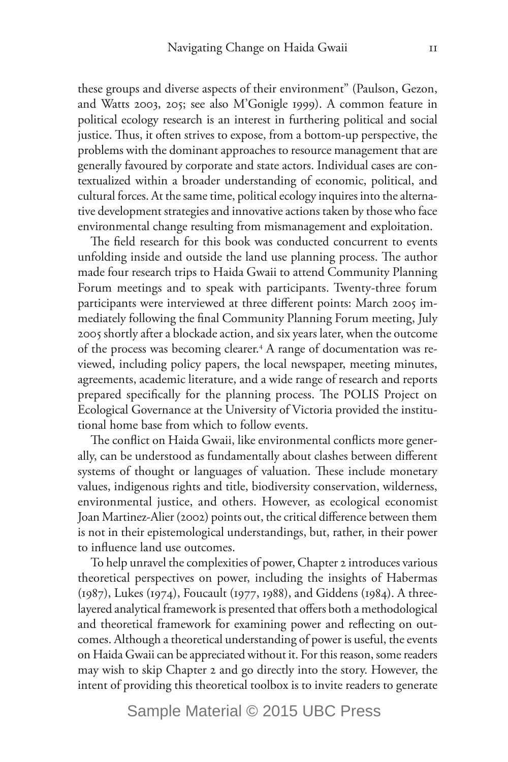these groups and diverse aspects of their environment" (Paulson, Gezon, and Watts 2003, 205; see also M'Gonigle 1999). A common feature in political ecology research is an interest in furthering political and social justice. Thus, it often strives to expose, from a bottom-up perspective, the problems with the dominant approaches to resource management that are generally favoured by corporate and state actors. Individual cases are contextualized within a broader understanding of economic, political, and cultural forces. At the same time, political ecology inquires into the alternative development strategies and innovative actions taken by those who face environmental change resulting from mismanagement and exploitation.

The field research for this book was conducted concurrent to events unfolding inside and outside the land use planning process. The author made four research trips to Haida Gwaii to attend Community Planning Forum meetings and to speak with participants. Twenty-three forum participants were interviewed at three different points: March 2005 immediately following the final Community Planning Forum meeting, July 2005 shortly after a blockade action, and six years later, when the outcome of the process was becoming clearer.[4] A range of documentation was reviewed, including policy papers, the local newspaper, meeting minutes, agreements, academic literature, and a wide range of research and reports prepared specifically for the planning process. The POLIS Project on Ecological Governance at the University of Victoria provided the institutional home base from which to follow events.

The conflict on Haida Gwaii, like environmental conflicts more generally, can be understood as fundamentally about clashes between different systems of thought or languages of valuation. These include monetary values, indigenous rights and title, biodiversity conservation, wilderness, environmental justice, and others. However, as ecological economist Joan Martinez-Alier (2002) points out, the critical difference between them is not in their epistemological understandings, but, rather, in their power to influence land use outcomes.

To help unravel the complexities of power, Chapter 2 introduces various theoretical perspectives on power, including the insights of Habermas (1987), Lukes (1974), Foucault (1977, 1988), and Giddens (1984). A three-layered analytical framework is presented that offers both a methodological and theoretical framework for examining power and reflecting on outcomes. Although a theoretical understanding of power is useful, the events on Haida Gwaii can be appreciated without it. For this reason, some readers may wish to skip Chapter 2 and go directly into the story. However, the intent of providing this theoretical toolbox is to invite readers to generate

Sample Material © 2015 UBC Press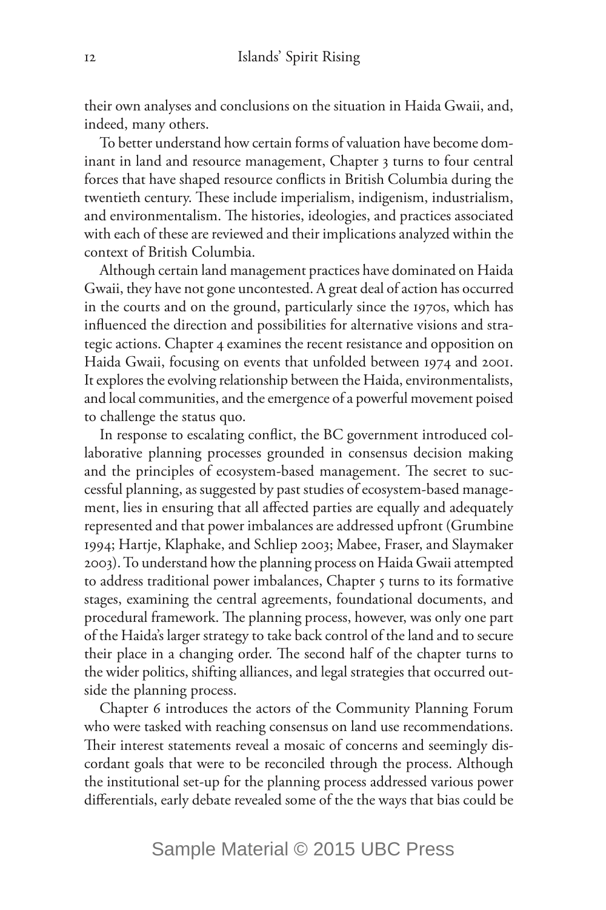their own analyses and conclusions on the situation in Haida Gwaii, and, indeed, many others.

To better understand how certain forms of valuation have become dominant in land and resource management, Chapter 3 turns to four central forces that have shaped resource conflicts in British Columbia during the twentieth century. These include imperialism, indigenism, industrialism, and environmentalism. The histories, ideologies, and practices associated with each of these are reviewed and their implications analyzed within the context of British Columbia.

Although certain land management practices have dominated on Haida Gwaii, they have not gone uncontested. A great deal of action has occurred in the courts and on the ground, particularly since the 1970s, which has influenced the direction and possibilities for alternative visions and strategic actions. Chapter 4 examines the recent resistance and opposition on Haida Gwaii, focusing on events that unfolded between 1974 and 2001. It explores the evolving relationship between the Haida, environmentalists, and local communities, and the emergence of a powerful movement poised to challenge the status quo.

In response to escalating conflict, the BC government introduced collaborative planning processes grounded in consensus decision making and the principles of ecosystem-based management. The secret to successful planning, as suggested by past studies of ecosystem-based management, lies in ensuring that all affected parties are equally and adequately represented and that power imbalances are addressed upfront (Grumbine 1994; Hartje, Klaphake, and Schliep 2003; Mabee, Fraser, and Slaymaker 2003). To understand how the planning process on Haida Gwaii attempted to address traditional power imbalances, Chapter 5 turns to its formative stages, examining the central agreements, foundational documents, and procedural framework. The planning process, however, was only one part of the Haida's larger strategy to take back control of the land and to secure their place in a changing order. The second half of the chapter turns to the wider politics, shifting alliances, and legal strategies that occurred outside the planning process.

Chapter 6 introduces the actors of the Community Planning Forum who were tasked with reaching consensus on land use recommendations. Their interest statements reveal a mosaic of concerns and seemingly discordant goals that were to be reconciled through the process. Although the institutional set-up for the planning process addressed various power differentials, early debate revealed some of the the ways that bias could be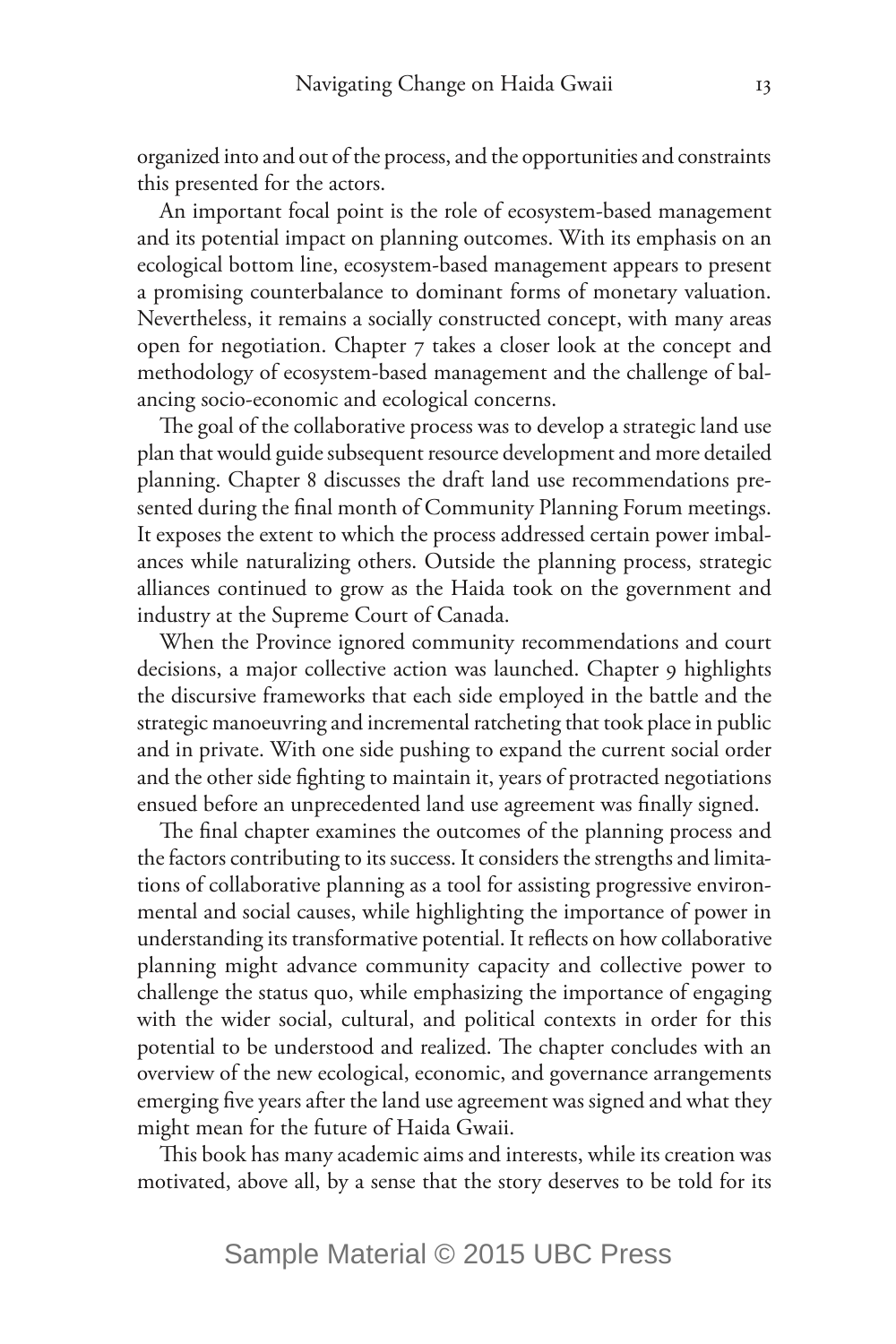organized into and out of the process, and the opportunities and constraints this presented for the actors.

An important focal point is the role of ecosystem-based management and its potential impact on planning outcomes. With its emphasis on an ecological bottom line, ecosystem-based management appears to present a promising counterbalance to dominant forms of monetary valuation. Nevertheless, it remains a socially constructed concept, with many areas open for negotiation. Chapter 7 takes a closer look at the concept and methodology of ecosystem-based management and the challenge of balancing socio-economic and ecological concerns.

The goal of the collaborative process was to develop a strategic land use plan that would guide subsequent resource development and more detailed planning. Chapter 8 discusses the draft land use recommendations presented during the final month of Community Planning Forum meetings. It exposes the extent to which the process addressed certain power imbalances while naturalizing others. Outside the planning process, strategic alliances continued to grow as the Haida took on the government and industry at the Supreme Court of Canada.

When the Province ignored community recommendations and court decisions, a major collective action was launched. Chapter 9 highlights the discursive frameworks that each side employed in the battle and the strategic manoeuvring and incremental ratcheting that took place in public and in private. With one side pushing to expand the current social order and the other side fighting to maintain it, years of protracted negotiations ensued before an unprecedented land use agreement was finally signed.

The final chapter examines the outcomes of the planning process and the factors contributing to its success. It considers the strengths and limitations of collaborative planning as a tool for assisting progressive environmental and social causes, while highlighting the importance of power in understanding its transformative potential. It reflects on how collaborative planning might advance community capacity and collective power to challenge the status quo, while emphasizing the importance of engaging with the wider social, cultural, and political contexts in order for this potential to be understood and realized. The chapter concludes with an overview of the new ecological, economic, and governance arrangements emerging five years after the land use agreement was signed and what they might mean for the future of Haida Gwaii.

This book has many academic aims and interests, while its creation was motivated, above all, by a sense that the story deserves to be told for its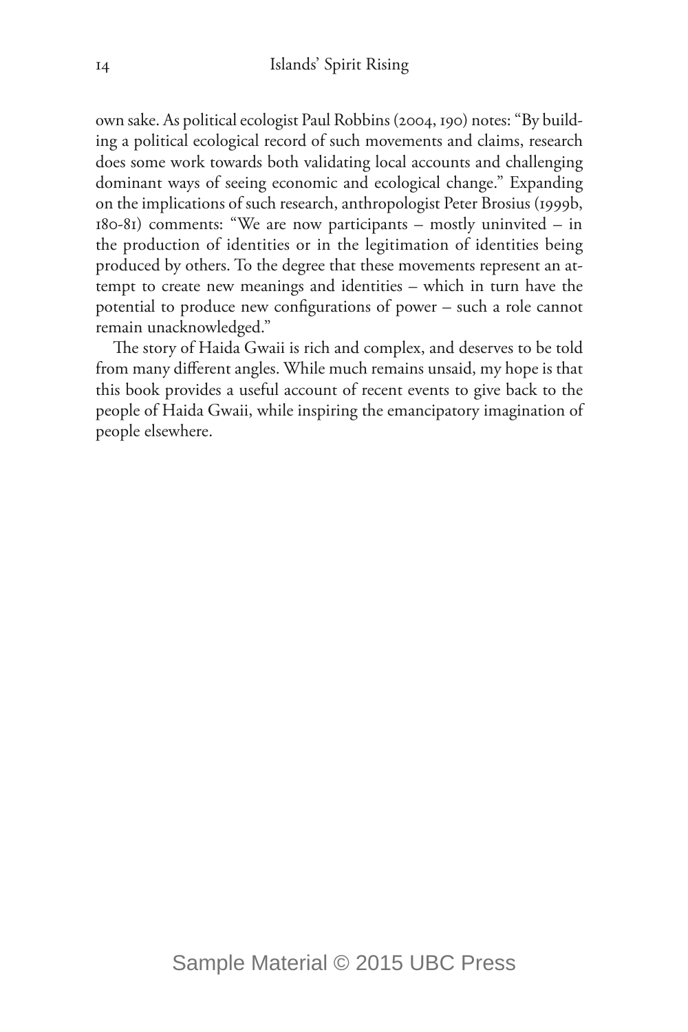own sake. As political ecologist Paul Robbins (2004, 190) notes: "By building a political ecological record of such movements and claims, research does some work towards both validating local accounts and challenging dominant ways of seeing economic and ecological change." Expanding on the implications of such research, anthropologist Peter Brosius (1999b, 180-81) comments: "We are now participants – mostly uninvited – in the production of identities or in the legitimation of identities being produced by others. To the degree that these movements represent an attempt to create new meanings and identities – which in turn have the potential to produce new configurations of power – such a role cannot remain unacknowledged."

The story of Haida Gwaii is rich and complex, and deserves to be told from many different angles. While much remains unsaid, my hope is that this book provides a useful account of recent events to give back to the people of Haida Gwaii, while inspiring the emancipatory imagination of people elsewhere.

Sample Material © 2015 UBC Press